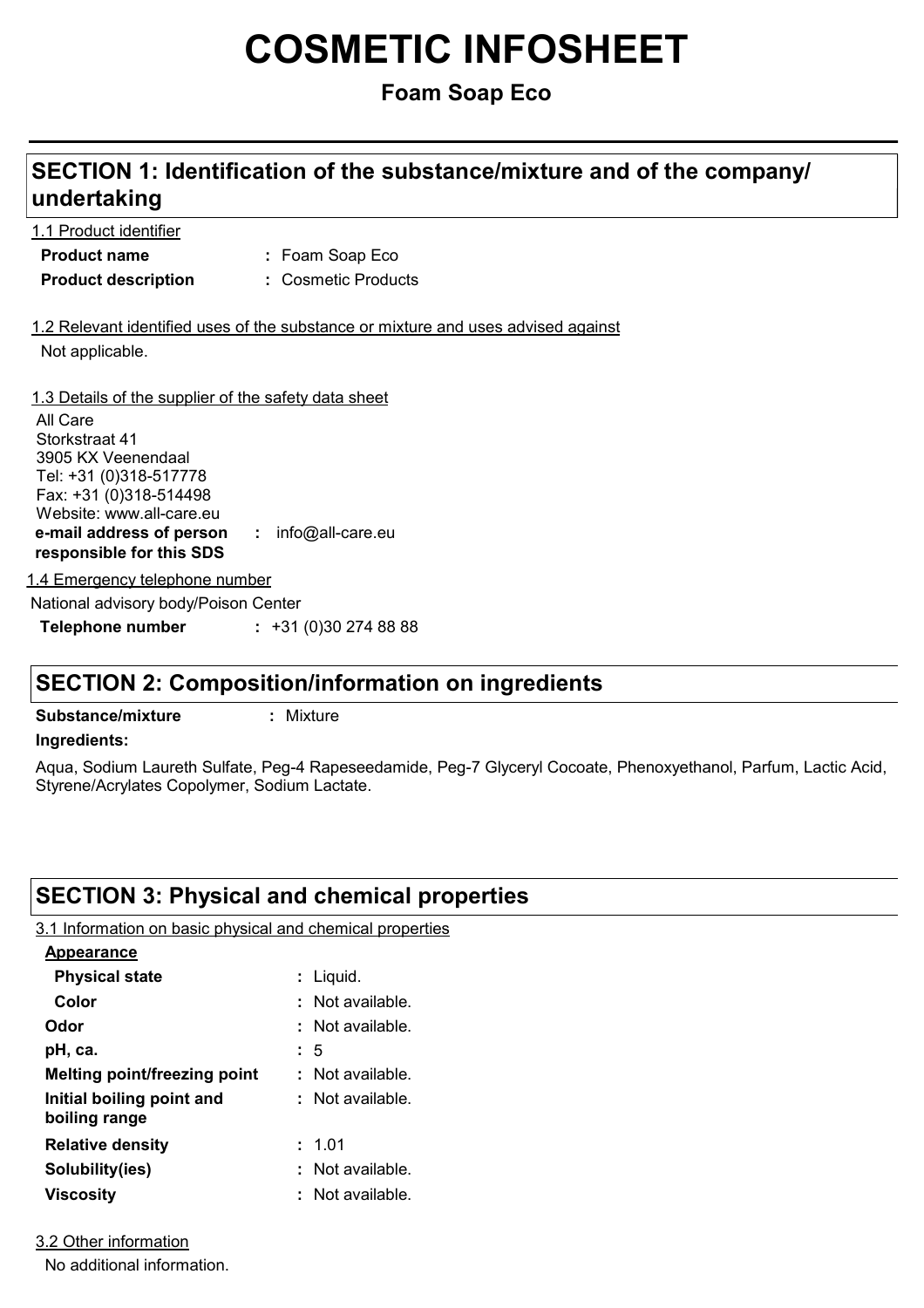# COSMETIC INFOSHEET

## Foam Soap Eco

## SECTION 1: Identification of the substance/mixture and of the company/ undertaking

1.1 Product identifier

**Product name** : Foam Soap Eco

**Product description** : Cosmetic Products

1.2 Relevant identified uses of the substance or mixture and uses advised against

Not applicable.

1.3 Details of the supplier of the safety data sheet

All Care
Storkstraat 41
3905 KX Veenendaal
Tel: +31 (0)318-517778
Fax: +31 (0)318-514498
Website: www.all-care.eu

**e-mail address of person responsible for this SDS** : info@all-care.eu

1.4 Emergency telephone number

National advisory body/Poison Center

**Telephone number** : +31 (0)30 274 88 88

## SECTION 2: Composition/information on ingredients

**Substance/mixture** : Mixture

**Ingredients:**

Aqua, Sodium Laureth Sulfate, Peg-4 Rapeseedamide, Peg-7 Glyceryl Cocoate, Phenoxyethanol, Parfum, Lactic Acid, Styrene/Acrylates Copolymer, Sodium Lactate.

## SECTION 3: Physical and chemical properties

3.1 Information on basic physical and chemical properties

**Appearance**

**Physical state** : Liquid.

**Color** : Not available.

**Odor** : Not available.

**pH, ca.** : 5

**Melting point/freezing point** : Not available.

**Initial boiling point and boiling range** : Not available.

**Relative density** : 1.01

**Solubility(ies)** : Not available.

**Viscosity** : Not available.

3.2 Other information

No additional information.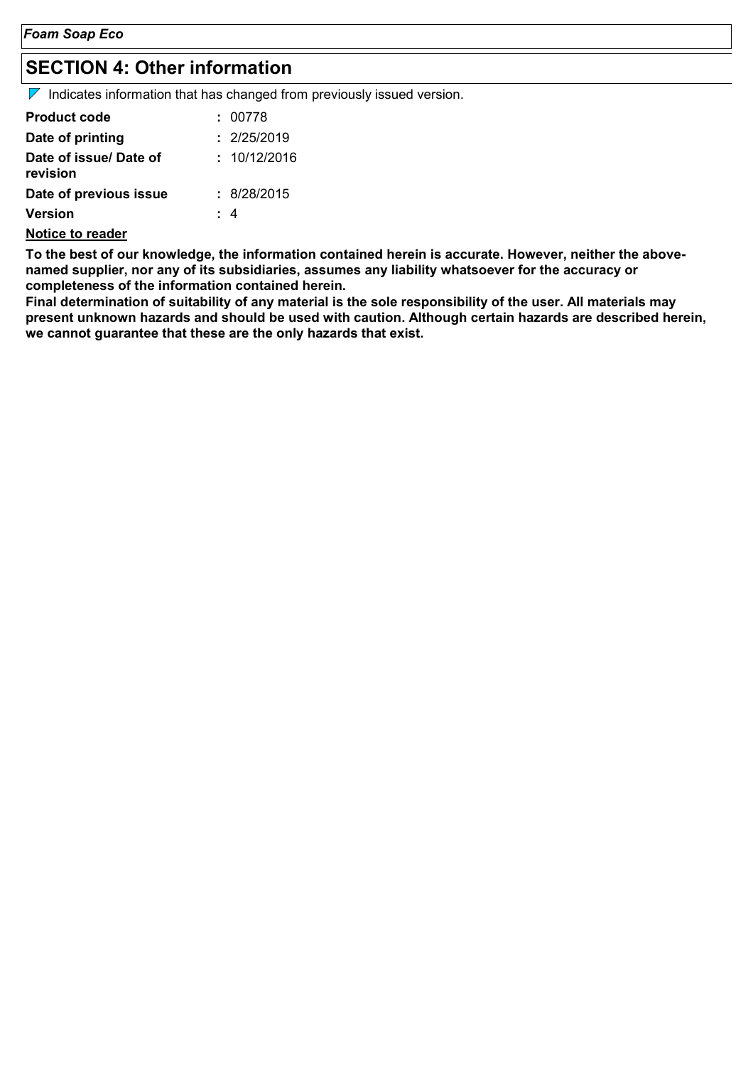## SECTION 4: Other information

▽ Indicates information that has changed from previously issued version.

| | | |
|---|---|---|
| **Product code** | : | 00778 |
| **Date of printing** | : | 2/25/2019 |
| **Date of issue/ Date of revision** | : | 10/12/2016 |
| **Date of previous issue** | : | 8/28/2015 |
| **Version** | : | 4 |

**Notice to reader**

**To the best of our knowledge, the information contained herein is accurate. However, neither the above-named supplier, nor any of its subsidiaries, assumes any liability whatsoever for the accuracy or completeness of the information contained herein.**

**Final determination of suitability of any material is the sole responsibility of the user. All materials may present unknown hazards and should be used with caution. Although certain hazards are described herein, we cannot guarantee that these are the only hazards that exist.**